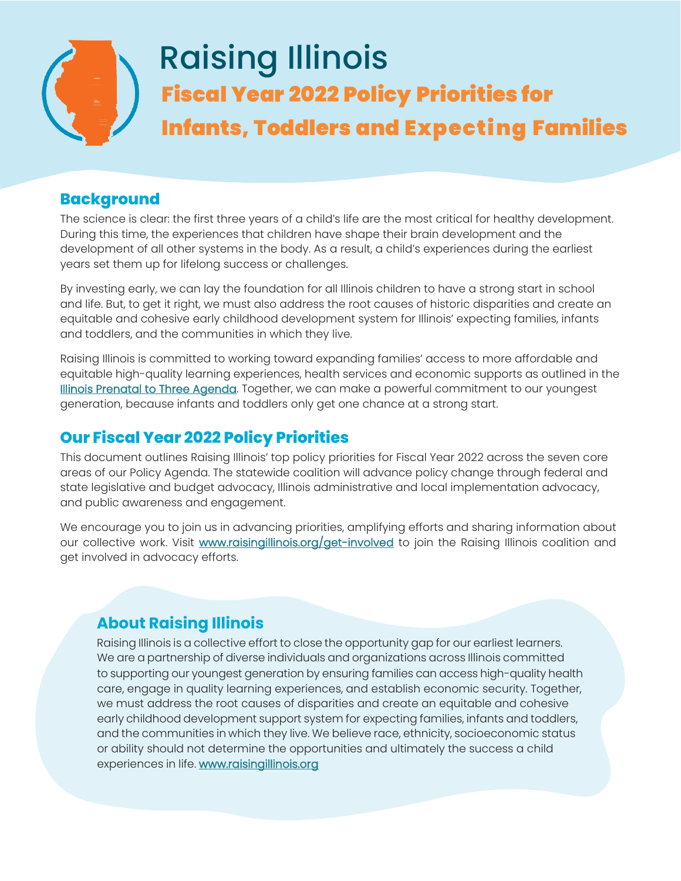# Raising Illinois

## Fiscal Year 2022 Policy Priorities for Infants, Toddlers and Expecting Families

## Background

The science is clear: the first three years of a child's life are the most critical for healthy development. During this time, the experiences that children have shape their brain development and the development of all other systems in the body. As a result, a child's experiences during the earliest years set them up for lifelong success or challenges.

By investing early, we can lay the foundation for all Illinois children to have a strong start in school and life. But, to get it right, we must also address the root causes of historic disparities and create an equitable and cohesive early childhood development system for Illinois' expecting families, infants and toddlers, and the communities in which they live.

Raising Illinois is committed to working toward expanding families' access to more affordable and equitable high-quality learning experiences, health services and economic supports as outlined in the Illinois Prenatal to Three Agenda. Together, we can make a powerful commitment to our youngest generation, because infants and toddlers only get one chance at a strong start.

## Our Fiscal Year 2022 Policy Priorities

This document outlines Raising Illinois' top policy priorities for Fiscal Year 2022 across the seven core areas of our Policy Agenda. The statewide coalition will advance policy change through federal and state legislative and budget advocacy, Illinois administrative and local implementation advocacy, and public awareness and engagement.

We encourage you to join us in advancing priorities, amplifying efforts and sharing information about our collective work. Visit www.raisingillinois.org/get-involved to join the Raising Illinois coalition and get involved in advocacy efforts.

### About Raising Illinois

Raising Illinois is a collective effort to close the opportunity gap for our earliest learners. We are a partnership of diverse individuals and organizations across Illinois committed to supporting our youngest generation by ensuring families can access high-quality health care, engage in quality learning experiences, and establish economic security. Together, we must address the root causes of disparities and create an equitable and cohesive early childhood development support system for expecting families, infants and toddlers, and the communities in which they live. We believe race, ethnicity, socioeconomic status or ability should not determine the opportunities and ultimately the success a child experiences in life. www.raisingillinois.org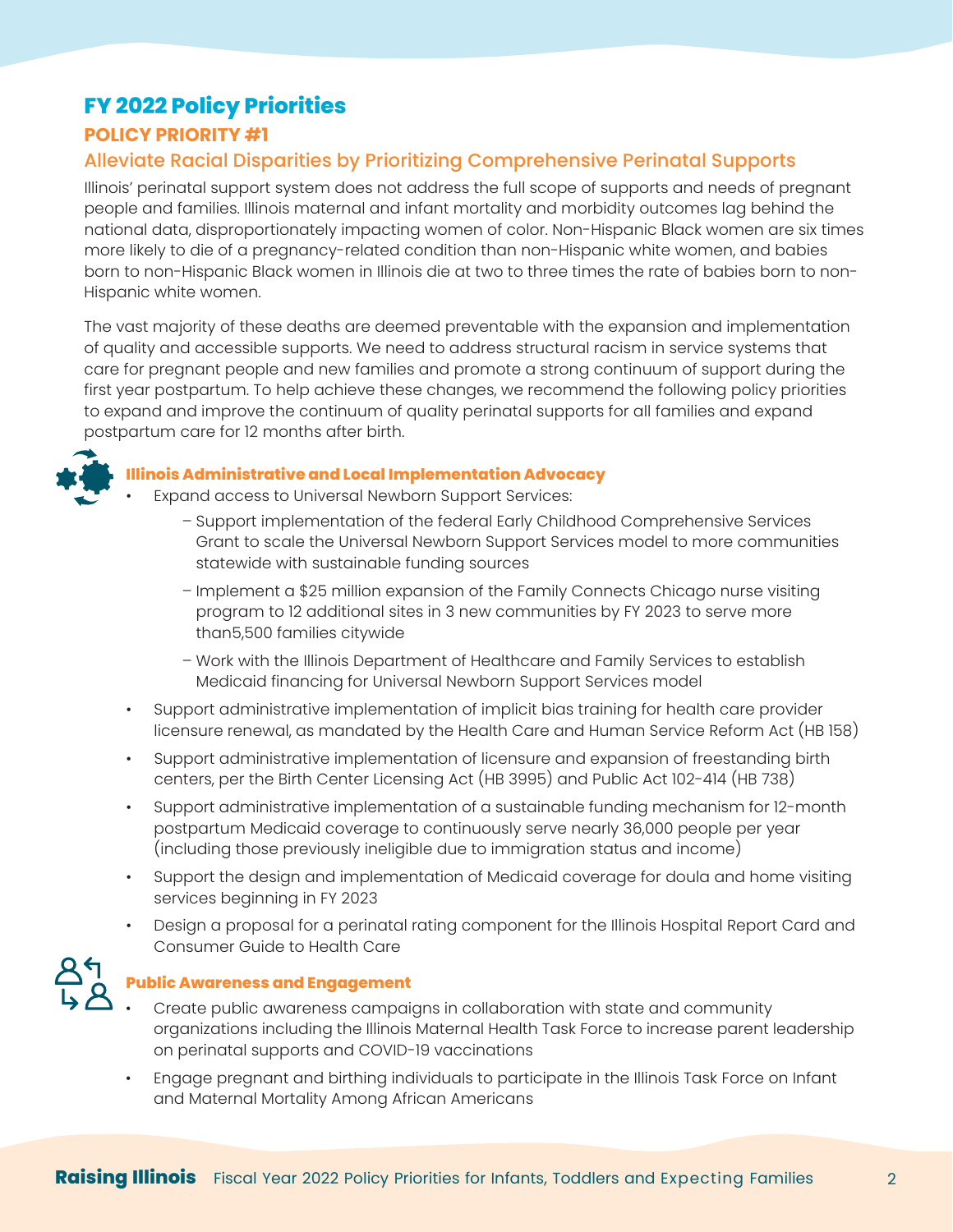# FY 2022 Policy Priorities

## POLICY PRIORITY #1

### Alleviate Racial Disparities by Prioritizing Comprehensive Perinatal Supports

Illinois' perinatal support system does not address the full scope of supports and needs of pregnant people and families. Illinois maternal and infant mortality and morbidity outcomes lag behind the national data, disproportionately impacting women of color. Non-Hispanic Black women are six times more likely to die of a pregnancy-related condition than non-Hispanic white women, and babies born to non-Hispanic Black women in Illinois die at two to three times the rate of babies born to non-Hispanic white women.

The vast majority of these deaths are deemed preventable with the expansion and implementation of quality and accessible supports. We need to address structural racism in service systems that care for pregnant people and new families and promote a strong continuum of support during the first year postpartum. To help achieve these changes, we recommend the following policy priorities to expand and improve the continuum of quality perinatal supports for all families and expand postpartum care for 12 months after birth.

#### Illinois Administrative and Local Implementation Advocacy

- Expand access to Universal Newborn Support Services:
  - Support implementation of the federal Early Childhood Comprehensive Services Grant to scale the Universal Newborn Support Services model to more communities statewide with sustainable funding sources
  - Implement a $25 million expansion of the Family Connects Chicago nurse visiting program to 12 additional sites in 3 new communities by FY 2023 to serve more than5,500 families citywide
  - Work with the Illinois Department of Healthcare and Family Services to establish Medicaid financing for Universal Newborn Support Services model
- Support administrative implementation of implicit bias training for health care provider licensure renewal, as mandated by the Health Care and Human Service Reform Act (HB 158)
- Support administrative implementation of licensure and expansion of freestanding birth centers, per the Birth Center Licensing Act (HB 3995) and Public Act 102-414 (HB 738)
- Support administrative implementation of a sustainable funding mechanism for 12-month postpartum Medicaid coverage to continuously serve nearly 36,000 people per year (including those previously ineligible due to immigration status and income)
- Support the design and implementation of Medicaid coverage for doula and home visiting services beginning in FY 2023
- Design a proposal for a perinatal rating component for the Illinois Hospital Report Card and Consumer Guide to Health Care

#### Public Awareness and Engagement

- Create public awareness campaigns in collaboration with state and community organizations including the Illinois Maternal Health Task Force to increase parent leadership on perinatal supports and COVID-19 vaccinations
- Engage pregnant and birthing individuals to participate in the Illinois Task Force on Infant and Maternal Mortality Among African Americans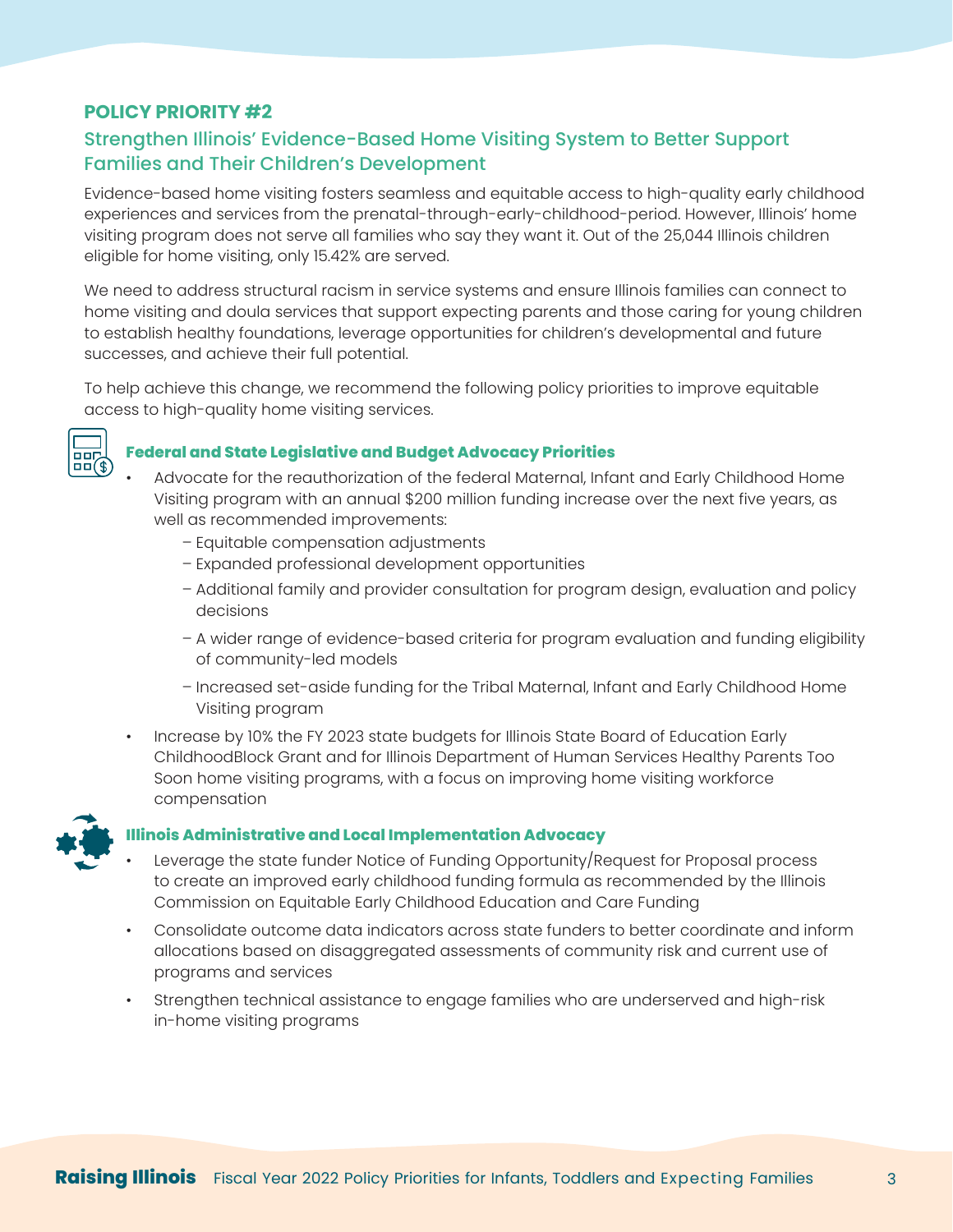## POLICY PRIORITY #2

### Strengthen Illinois' Evidence-Based Home Visiting System to Better Support Families and Their Children's Development

Evidence-based home visiting fosters seamless and equitable access to high-quality early childhood experiences and services from the prenatal-through-early-childhood-period. However, Illinois' home visiting program does not serve all families who say they want it. Out of the 25,044 Illinois children eligible for home visiting, only 15.42% are served.

We need to address structural racism in service systems and ensure Illinois families can connect to home visiting and doula services that support expecting parents and those caring for young children to establish healthy foundations, leverage opportunities for children's developmental and future successes, and achieve their full potential.

To help achieve this change, we recommend the following policy priorities to improve equitable access to high-quality home visiting services.

#### Federal and State Legislative and Budget Advocacy Priorities

- Advocate for the reauthorization of the federal Maternal, Infant and Early Childhood Home Visiting program with an annual $200 million funding increase over the next five years, as well as recommended improvements:
  - Equitable compensation adjustments
  - Expanded professional development opportunities
  - Additional family and provider consultation for program design, evaluation and policy decisions
  - A wider range of evidence-based criteria for program evaluation and funding eligibility of community-led models
  - Increased set-aside funding for the Tribal Maternal, Infant and Early Childhood Home Visiting program
- Increase by 10% the FY 2023 state budgets for Illinois State Board of Education Early ChildhoodBlock Grant and for Illinois Department of Human Services Healthy Parents Too Soon home visiting programs, with a focus on improving home visiting workforce compensation

#### Illinois Administrative and Local Implementation Advocacy

- Leverage the state funder Notice of Funding Opportunity/Request for Proposal process to create an improved early childhood funding formula as recommended by the Illinois Commission on Equitable Early Childhood Education and Care Funding
- Consolidate outcome data indicators across state funders to better coordinate and inform allocations based on disaggregated assessments of community risk and current use of programs and services
- Strengthen technical assistance to engage families who are underserved and high-risk in-home visiting programs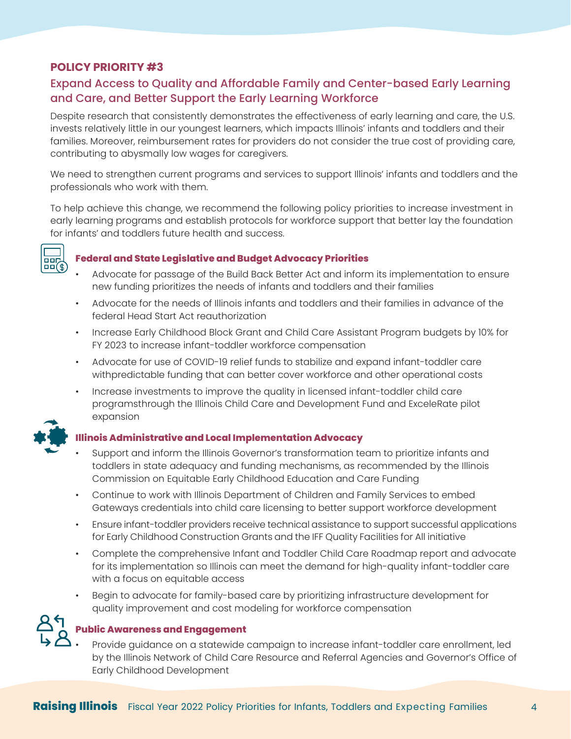## POLICY PRIORITY #3

### Expand Access to Quality and Affordable Family and Center-based Early Learning and Care, and Better Support the Early Learning Workforce

Despite research that consistently demonstrates the effectiveness of early learning and care, the U.S. invests relatively little in our youngest learners, which impacts Illinois' infants and toddlers and their families. Moreover, reimbursement rates for providers do not consider the true cost of providing care, contributing to abysmally low wages for caregivers.

We need to strengthen current programs and services to support Illinois' infants and toddlers and the professionals who work with them.

To help achieve this change, we recommend the following policy priorities to increase investment in early learning programs and establish protocols for workforce support that better lay the foundation for infants' and toddlers future health and success.

#### Federal and State Legislative and Budget Advocacy Priorities

- Advocate for passage of the Build Back Better Act and inform its implementation to ensure new funding prioritizes the needs of infants and toddlers and their families
- Advocate for the needs of Illinois infants and toddlers and their families in advance of the federal Head Start Act reauthorization
- Increase Early Childhood Block Grant and Child Care Assistant Program budgets by 10% for FY 2023 to increase infant-toddler workforce compensation
- Advocate for use of COVID-19 relief funds to stabilize and expand infant-toddler care withpredictable funding that can better cover workforce and other operational costs
- Increase investments to improve the quality in licensed infant-toddler child care programsthrough the Illinois Child Care and Development Fund and ExceleRate pilot expansion

#### Illinois Administrative and Local Implementation Advocacy

- Support and inform the Illinois Governor's transformation team to prioritize infants and toddlers in state adequacy and funding mechanisms, as recommended by the Illinois Commission on Equitable Early Childhood Education and Care Funding
- Continue to work with Illinois Department of Children and Family Services to embed Gateways credentials into child care licensing to better support workforce development
- Ensure infant-toddler providers receive technical assistance to support successful applications for Early Childhood Construction Grants and the IFF Quality Facilities for All initiative
- Complete the comprehensive Infant and Toddler Child Care Roadmap report and advocate for its implementation so Illinois can meet the demand for high-quality infant-toddler care with a focus on equitable access
- Begin to advocate for family-based care by prioritizing infrastructure development for quality improvement and cost modeling for workforce compensation

#### Public Awareness and Engagement

- Provide guidance on a statewide campaign to increase infant-toddler care enrollment, led by the Illinois Network of Child Care Resource and Referral Agencies and Governor's Office of Early Childhood Development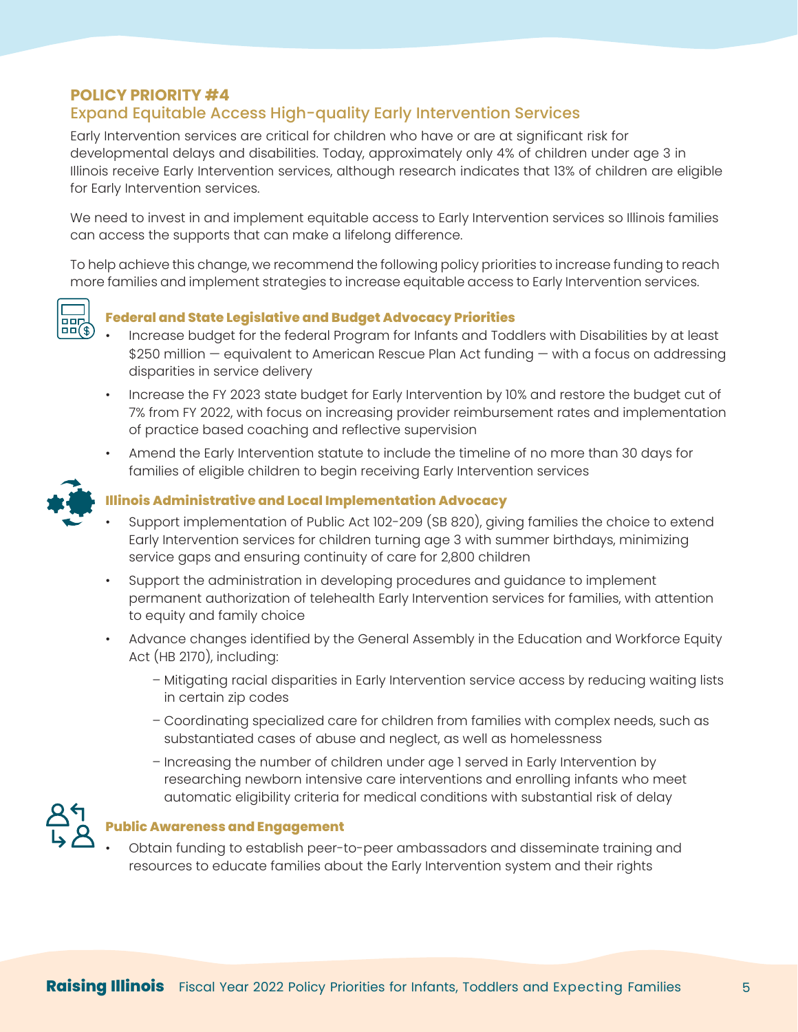## POLICY PRIORITY #4

### Expand Equitable Access High-quality Early Intervention Services

Early Intervention services are critical for children who have or are at significant risk for developmental delays and disabilities. Today, approximately only 4% of children under age 3 in Illinois receive Early Intervention services, although research indicates that 13% of children are eligible for Early Intervention services.

We need to invest in and implement equitable access to Early Intervention services so Illinois families can access the supports that can make a lifelong difference.

To help achieve this change, we recommend the following policy priorities to increase funding to reach more families and implement strategies to increase equitable access to Early Intervention services.

#### Federal and State Legislative and Budget Advocacy Priorities

- Increase budget for the federal Program for Infants and Toddlers with Disabilities by at least $250 million — equivalent to American Rescue Plan Act funding — with a focus on addressing disparities in service delivery
- Increase the FY 2023 state budget for Early Intervention by 10% and restore the budget cut of 7% from FY 2022, with focus on increasing provider reimbursement rates and implementation of practice based coaching and reflective supervision
- Amend the Early Intervention statute to include the timeline of no more than 30 days for families of eligible children to begin receiving Early Intervention services

#### Illinois Administrative and Local Implementation Advocacy

- Support implementation of Public Act 102-209 (SB 820), giving families the choice to extend Early Intervention services for children turning age 3 with summer birthdays, minimizing service gaps and ensuring continuity of care for 2,800 children
- Support the administration in developing procedures and guidance to implement permanent authorization of telehealth Early Intervention services for families, with attention to equity and family choice
- Advance changes identified by the General Assembly in the Education and Workforce Equity Act (HB 2170), including:
  - Mitigating racial disparities in Early Intervention service access by reducing waiting lists in certain zip codes
  - Coordinating specialized care for children from families with complex needs, such as substantiated cases of abuse and neglect, as well as homelessness
  - Increasing the number of children under age 1 served in Early Intervention by researching newborn intensive care interventions and enrolling infants who meet automatic eligibility criteria for medical conditions with substantial risk of delay

#### Public Awareness and Engagement

- Obtain funding to establish peer-to-peer ambassadors and disseminate training and resources to educate families about the Early Intervention system and their rights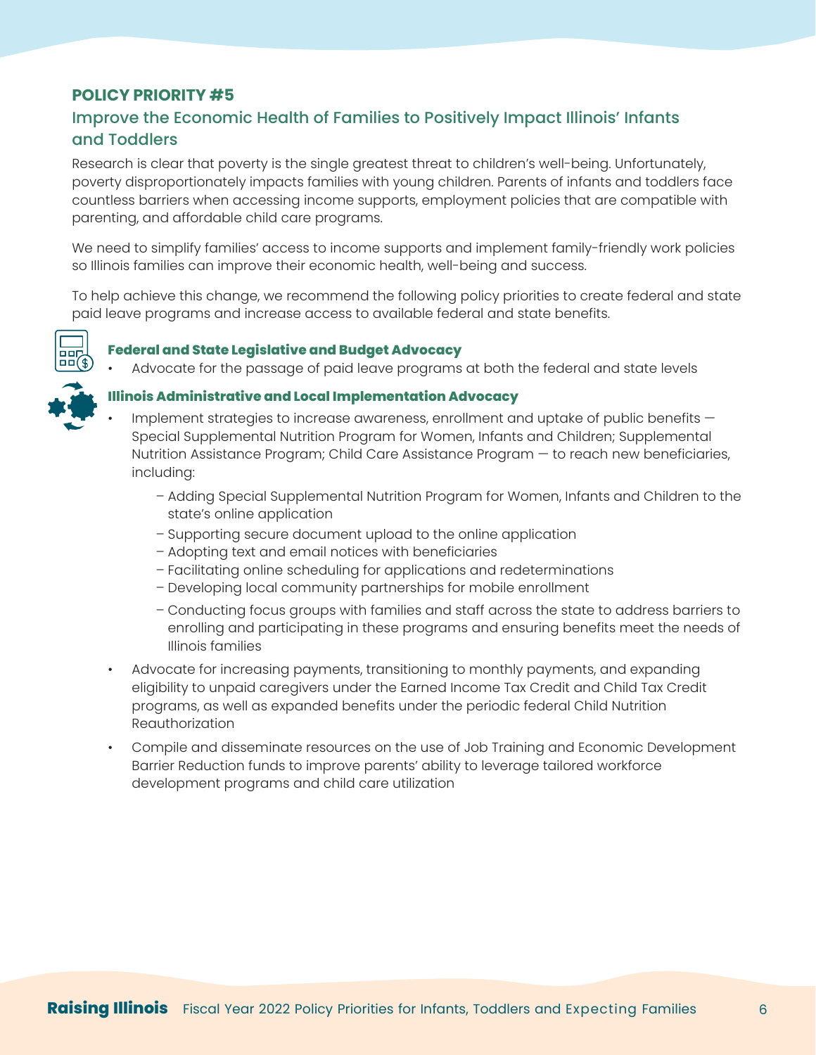## POLICY PRIORITY #5

### Improve the Economic Health of Families to Positively Impact Illinois' Infants and Toddlers

Research is clear that poverty is the single greatest threat to children's well-being. Unfortunately, poverty disproportionately impacts families with young children. Parents of infants and toddlers face countless barriers when accessing income supports, employment policies that are compatible with parenting, and affordable child care programs.

We need to simplify families' access to income supports and implement family-friendly work policies so Illinois families can improve their economic health, well-being and success.

To help achieve this change, we recommend the following policy priorities to create federal and state paid leave programs and increase access to available federal and state benefits.

#### Federal and State Legislative and Budget Advocacy

- Advocate for the passage of paid leave programs at both the federal and state levels

#### Illinois Administrative and Local Implementation Advocacy

- Implement strategies to increase awareness, enrollment and uptake of public benefits — Special Supplemental Nutrition Program for Women, Infants and Children; Supplemental Nutrition Assistance Program; Child Care Assistance Program — to reach new beneficiaries, including:
  - Adding Special Supplemental Nutrition Program for Women, Infants and Children to the state's online application
  - Supporting secure document upload to the online application
  - Adopting text and email notices with beneficiaries
  - Facilitating online scheduling for applications and redeterminations
  - Developing local community partnerships for mobile enrollment
  - Conducting focus groups with families and staff across the state to address barriers to enrolling and participating in these programs and ensuring benefits meet the needs of Illinois families
- Advocate for increasing payments, transitioning to monthly payments, and expanding eligibility to unpaid caregivers under the Earned Income Tax Credit and Child Tax Credit programs, as well as expanded benefits under the periodic federal Child Nutrition Reauthorization
- Compile and disseminate resources on the use of Job Training and Economic Development Barrier Reduction funds to improve parents' ability to leverage tailored workforce development programs and child care utilization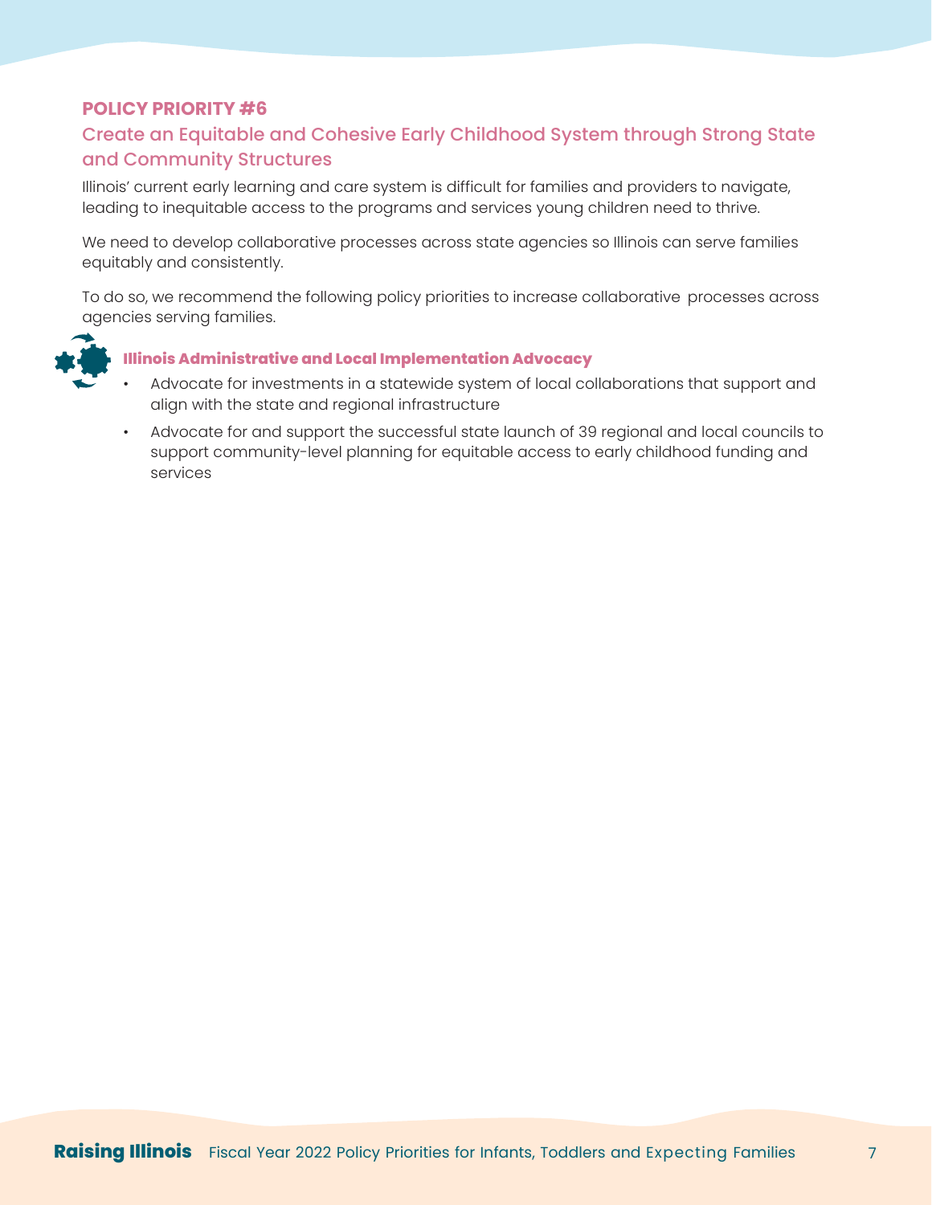## POLICY PRIORITY #6

### Create an Equitable and Cohesive Early Childhood System through Strong State and Community Structures

Illinois' current early learning and care system is difficult for families and providers to navigate, leading to inequitable access to the programs and services young children need to thrive.

We need to develop collaborative processes across state agencies so Illinois can serve families equitably and consistently.

To do so, we recommend the following policy priorities to increase collaborative processes across agencies serving families.

#### Illinois Administrative and Local Implementation Advocacy

- Advocate for investments in a statewide system of local collaborations that support and align with the state and regional infrastructure
- Advocate for and support the successful state launch of 39 regional and local councils to support community-level planning for equitable access to early childhood funding and services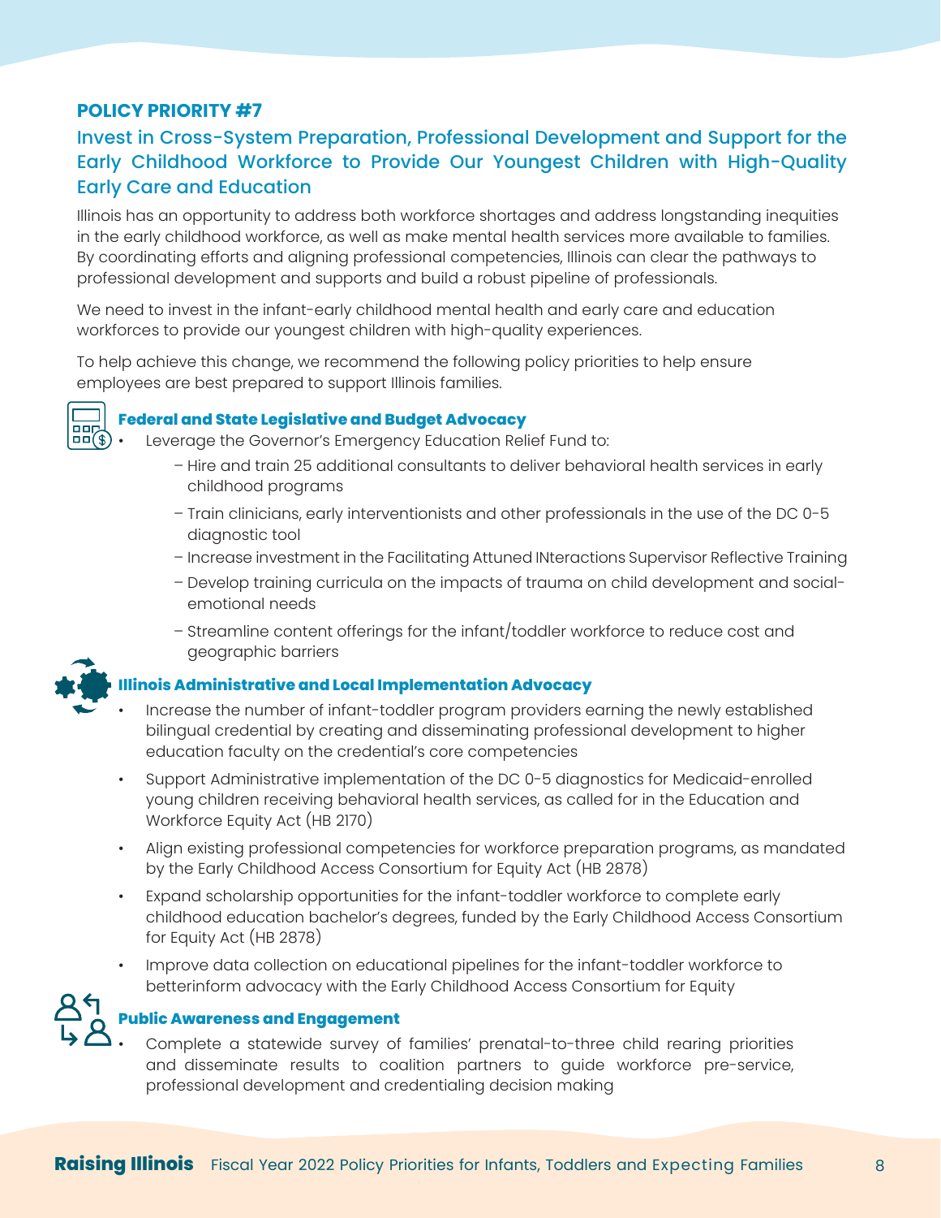## POLICY PRIORITY #7

### Invest in Cross-System Preparation, Professional Development and Support for the Early Childhood Workforce to Provide Our Youngest Children with High-Quality Early Care and Education

Illinois has an opportunity to address both workforce shortages and address longstanding inequities in the early childhood workforce, as well as make mental health services more available to families. By coordinating efforts and aligning professional competencies, Illinois can clear the pathways to professional development and supports and build a robust pipeline of professionals.

We need to invest in the infant-early childhood mental health and early care and education workforces to provide our youngest children with high-quality experiences.

To help achieve this change, we recommend the following policy priorities to help ensure employees are best prepared to support Illinois families.

#### Federal and State Legislative and Budget Advocacy

- Leverage the Governor's Emergency Education Relief Fund to:
  - Hire and train 25 additional consultants to deliver behavioral health services in early childhood programs
  - Train clinicians, early interventionists and other professionals in the use of the DC 0-5 diagnostic tool
  - Increase investment in the Facilitating Attuned INteractions Supervisor Reflective Training
  - Develop training curricula on the impacts of trauma on child development and social-emotional needs
  - Streamline content offerings for the infant/toddler workforce to reduce cost and geographic barriers

#### Illinois Administrative and Local Implementation Advocacy

- Increase the number of infant-toddler program providers earning the newly established bilingual credential by creating and disseminating professional development to higher education faculty on the credential's core competencies
- Support Administrative implementation of the DC 0-5 diagnostics for Medicaid-enrolled young children receiving behavioral health services, as called for in the Education and Workforce Equity Act (HB 2170)
- Align existing professional competencies for workforce preparation programs, as mandated by the Early Childhood Access Consortium for Equity Act (HB 2878)
- Expand scholarship opportunities for the infant-toddler workforce to complete early childhood education bachelor's degrees, funded by the Early Childhood Access Consortium for Equity Act (HB 2878)
- Improve data collection on educational pipelines for the infant-toddler workforce to betterinform advocacy with the Early Childhood Access Consortium for Equity

#### Public Awareness and Engagement

- Complete a statewide survey of families' prenatal-to-three child rearing priorities and disseminate results to coalition partners to guide workforce pre-service, professional development and credentialing decision making